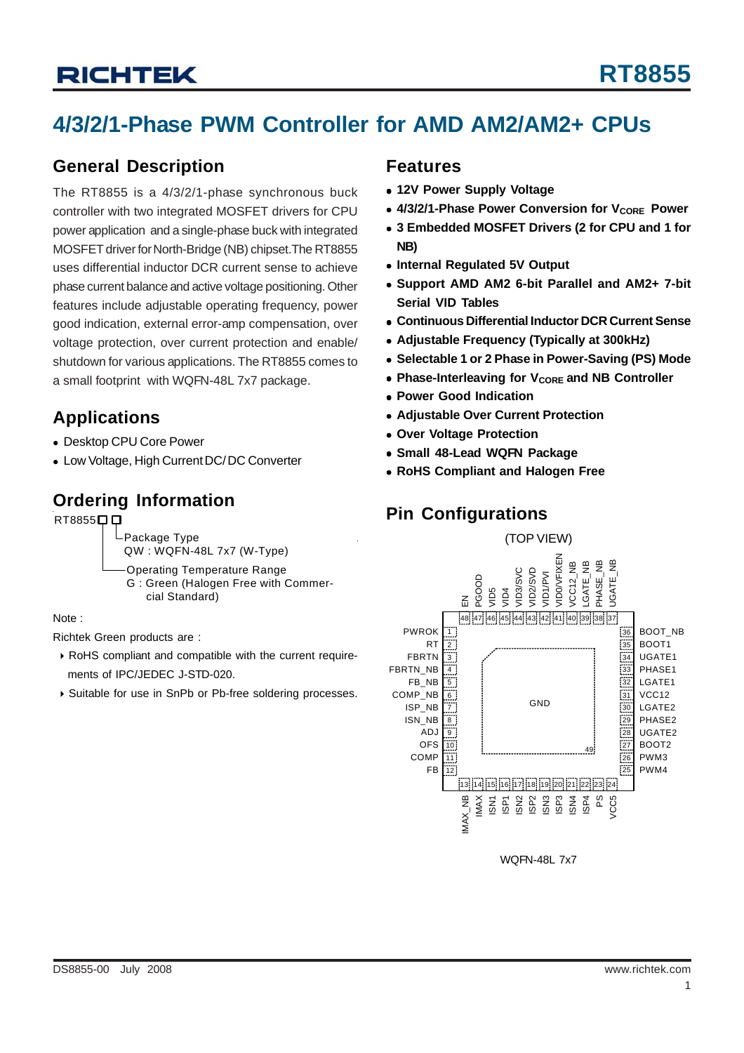# RT8855

## 4/3/2/1-Phase PWM Controller for AMD AM2/AM2+ CPUs

## General Description

The RT8855 is a 4/3/2/1-phase synchronous buck controller with two integrated MOSFET drivers for CPU power application and a single-phase buck with integrated MOSFET driver for North-Bridge (NB) chipset.The RT8855 uses differential inductor DCR current sense to achieve phase current balance and active voltage positioning. Other features include adjustable operating frequency, power good indication, external error-amp compensation, over voltage protection, over current protection and enable/ shutdown for various applications. The RT8855 comes to a small footprint with WQFN-48L 7x7 package.

## Applications

- Desktop CPU Core Power
- Low Voltage, High Current DC/DC Converter

## Ordering Information

RT8855□□

- Package Type
  QW : WQFN-48L 7x7 (W-Type)
- Operating Temperature Range
  G : Green (Halogen Free with Commercial Standard)

Note :

Richtek Green products are :

- RoHS compliant and compatible with the current requirements of IPC/JEDEC J-STD-020.
- Suitable for use in SnPb or Pb-free soldering processes.

## Features

- **12V Power Supply Voltage**
- **4/3/2/1-Phase Power Conversion for $V_{CORE}$ Power**
- **3 Embedded MOSFET Drivers (2 for CPU and 1 for NB)**
- **Internal Regulated 5V Output**
- **Support AMD AM2 6-bit Parallel and AM2+ 7-bit Serial VID Tables**
- **Continuous Differential Inductor DCR Current Sense**
- **Adjustable Frequency (Typically at 300kHz)**
- **Selectable 1 or 2 Phase in Power-Saving (PS) Mode**
- **Phase-Interleaving for $V_{CORE}$ and NB Controller**
- **Power Good Indication**
- **Adjustable Over Current Protection**
- **Over Voltage Protection**
- **Small 48-Lead WQFN Package**
- **RoHS Compliant and Halogen Free**

## Pin Configurations

(TOP VIEW)

| Pin | Name | Pin | Name |
|---|---|---|---|
| 1 | PWROK | 25 | PWM4 |
| 2 | RT | 26 | PWM3 |
| 3 | FBRTN | 27 | BOOT2 |
| 4 | FBRTN_NB | 28 | UGATE2 |
| 5 | FB_NB | 29 | PHASE2 |
| 6 | COMP_NB | 30 | LGATE2 |
| 7 | ISP_NB | 31 | VCC12 |
| 8 | ISN_NB | 32 | LGATE1 |
| 9 | ADJ | 33 | PHASE1 |
| 10 | OFS | 34 | UGATE1 |
| 11 | COMP | 35 | BOOT1 |
| 12 | FB | 36 | BOOT_NB |
| 13 | IMAX_NB | 37 | UGATE_NB |
| 14 | IMAX | 38 | PHASE_NB |
| 15 | ISN1 | 39 | LGATE_NB |
| 16 | ISP1 | 40 | VCC12_NB |
| 17 | ISN2 | 41 | VID0/VFIXEN |
| 18 | ISP2 | 42 | VID1/PVI |
| 19 | ISN3 | 43 | VID2/SVD |
| 20 | ISP3 | 44 | VID3/SVC |
| 21 | ISN4 | 45 | VID4 |
| 22 | ISP4 | 46 | VID5 |
| 23 | PS | 47 | PGOOD |
| 24 | VCC5 | 48 | EN |
| 49 (Exposed Pad) | GND | | |

WQFN-48L 7x7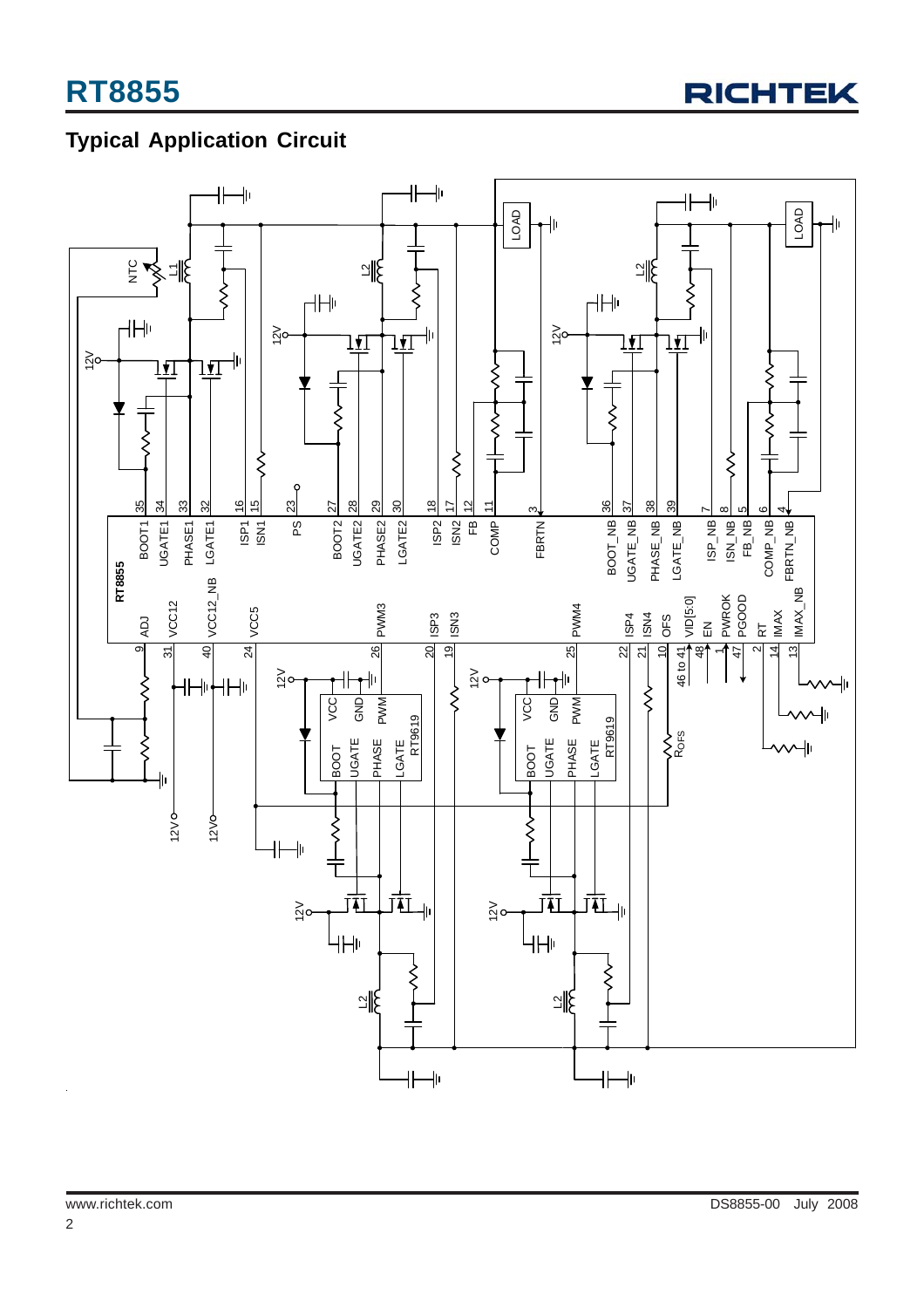## Typical Application Circuit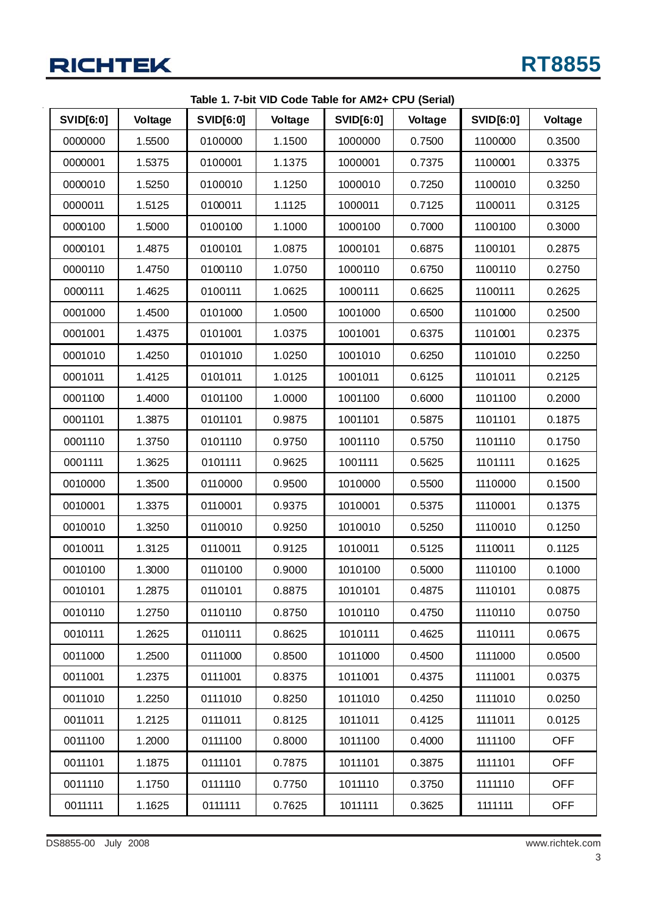Table 1. 7-bit VID Code Table for AM2+ CPU (Serial)

| SVID[6:0] | Voltage | SVID[6:0] | Voltage | SVID[6:0] | Voltage | SVID[6:0] | Voltage |
|---|---|---|---|---|---|---|---|
| 0000000 | 1.5500 | 0100000 | 1.1500 | 1000000 | 0.7500 | 1100000 | 0.3500 |
| 0000001 | 1.5375 | 0100001 | 1.1375 | 1000001 | 0.7375 | 1100001 | 0.3375 |
| 0000010 | 1.5250 | 0100010 | 1.1250 | 1000010 | 0.7250 | 1100010 | 0.3250 |
| 0000011 | 1.5125 | 0100011 | 1.1125 | 1000011 | 0.7125 | 1100011 | 0.3125 |
| 0000100 | 1.5000 | 0100100 | 1.1000 | 1000100 | 0.7000 | 1100100 | 0.3000 |
| 0000101 | 1.4875 | 0100101 | 1.0875 | 1000101 | 0.6875 | 1100101 | 0.2875 |
| 0000110 | 1.4750 | 0100110 | 1.0750 | 1000110 | 0.6750 | 1100110 | 0.2750 |
| 0000111 | 1.4625 | 0100111 | 1.0625 | 1000111 | 0.6625 | 1100111 | 0.2625 |
| 0001000 | 1.4500 | 0101000 | 1.0500 | 1001000 | 0.6500 | 1101000 | 0.2500 |
| 0001001 | 1.4375 | 0101001 | 1.0375 | 1001001 | 0.6375 | 1101001 | 0.2375 |
| 0001010 | 1.4250 | 0101010 | 1.0250 | 1001010 | 0.6250 | 1101010 | 0.2250 |
| 0001011 | 1.4125 | 0101011 | 1.0125 | 1001011 | 0.6125 | 1101011 | 0.2125 |
| 0001100 | 1.4000 | 0101100 | 1.0000 | 1001100 | 0.6000 | 1101100 | 0.2000 |
| 0001101 | 1.3875 | 0101101 | 0.9875 | 1001101 | 0.5875 | 1101101 | 0.1875 |
| 0001110 | 1.3750 | 0101110 | 0.9750 | 1001110 | 0.5750 | 1101110 | 0.1750 |
| 0001111 | 1.3625 | 0101111 | 0.9625 | 1001111 | 0.5625 | 1101111 | 0.1625 |
| 0010000 | 1.3500 | 0110000 | 0.9500 | 1010000 | 0.5500 | 1110000 | 0.1500 |
| 0010001 | 1.3375 | 0110001 | 0.9375 | 1010001 | 0.5375 | 1110001 | 0.1375 |
| 0010010 | 1.3250 | 0110010 | 0.9250 | 1010010 | 0.5250 | 1110010 | 0.1250 |
| 0010011 | 1.3125 | 0110011 | 0.9125 | 1010011 | 0.5125 | 1110011 | 0.1125 |
| 0010100 | 1.3000 | 0110100 | 0.9000 | 1010100 | 0.5000 | 1110100 | 0.1000 |
| 0010101 | 1.2875 | 0110101 | 0.8875 | 1010101 | 0.4875 | 1110101 | 0.0875 |
| 0010110 | 1.2750 | 0110110 | 0.8750 | 1010110 | 0.4750 | 1110110 | 0.0750 |
| 0010111 | 1.2625 | 0110111 | 0.8625 | 1010111 | 0.4625 | 1110111 | 0.0675 |
| 0011000 | 1.2500 | 0111000 | 0.8500 | 1011000 | 0.4500 | 1111000 | 0.0500 |
| 0011001 | 1.2375 | 0111001 | 0.8375 | 1011001 | 0.4375 | 1111001 | 0.0375 |
| 0011010 | 1.2250 | 0111010 | 0.8250 | 1011010 | 0.4250 | 1111010 | 0.0250 |
| 0011011 | 1.2125 | 0111011 | 0.8125 | 1011011 | 0.4125 | 1111011 | 0.0125 |
| 0011100 | 1.2000 | 0111100 | 0.8000 | 1011100 | 0.4000 | 1111100 | OFF |
| 0011101 | 1.1875 | 0111101 | 0.7875 | 1011101 | 0.3875 | 1111101 | OFF |
| 0011110 | 1.1750 | 0111110 | 0.7750 | 1011110 | 0.3750 | 1111110 | OFF |
| 0011111 | 1.1625 | 0111111 | 0.7625 | 1011111 | 0.3625 | 1111111 | OFF |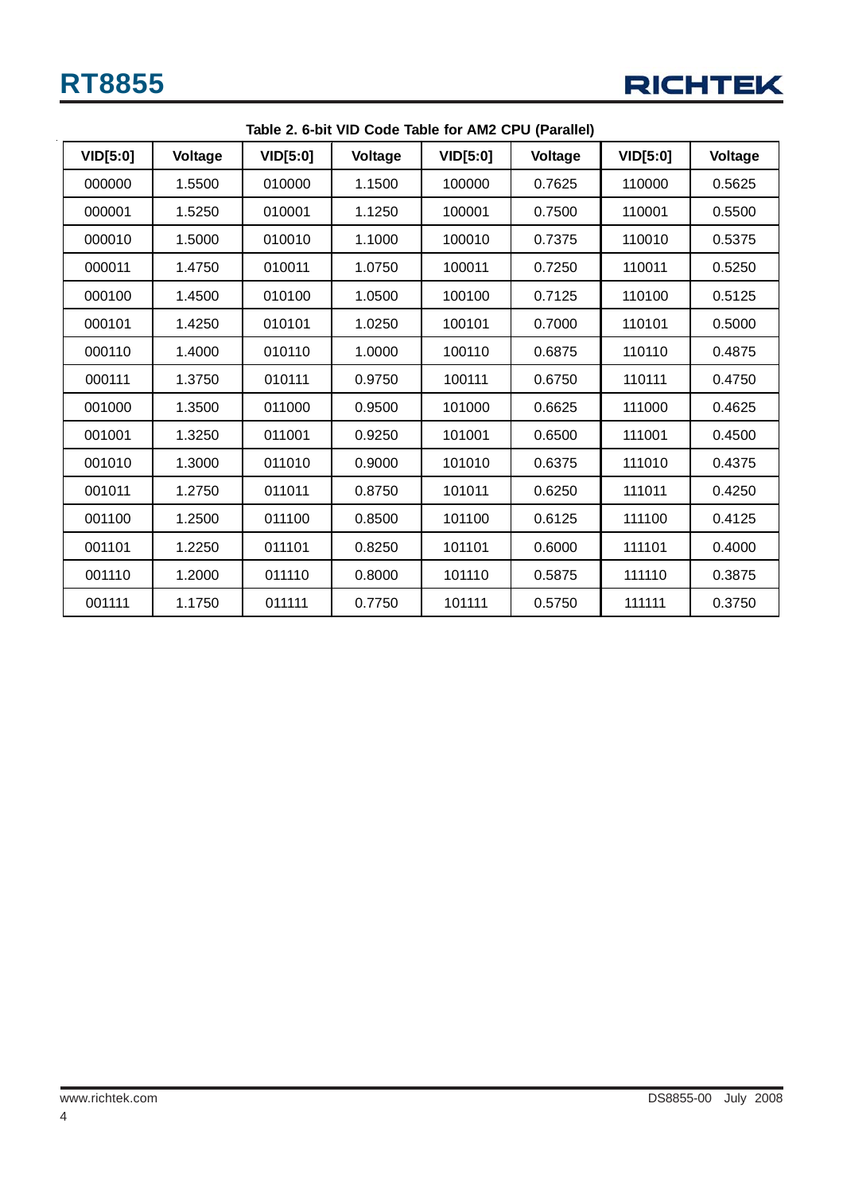**Table 2. 6-bit VID Code Table for AM2 CPU (Parallel)**

| VID[5:0] | Voltage | VID[5:0] | Voltage | VID[5:0] | Voltage | VID[5:0] | Voltage |
|---|---|---|---|---|---|---|---|
| 000000 | 1.5500 | 010000 | 1.1500 | 100000 | 0.7625 | 110000 | 0.5625 |
| 000001 | 1.5250 | 010001 | 1.1250 | 100001 | 0.7500 | 110001 | 0.5500 |
| 000010 | 1.5000 | 010010 | 1.1000 | 100010 | 0.7375 | 110010 | 0.5375 |
| 000011 | 1.4750 | 010011 | 1.0750 | 100011 | 0.7250 | 110011 | 0.5250 |
| 000100 | 1.4500 | 010100 | 1.0500 | 100100 | 0.7125 | 110100 | 0.5125 |
| 000101 | 1.4250 | 010101 | 1.0250 | 100101 | 0.7000 | 110101 | 0.5000 |
| 000110 | 1.4000 | 010110 | 1.0000 | 100110 | 0.6875 | 110110 | 0.4875 |
| 000111 | 1.3750 | 010111 | 0.9750 | 100111 | 0.6750 | 110111 | 0.4750 |
| 001000 | 1.3500 | 011000 | 0.9500 | 101000 | 0.6625 | 111000 | 0.4625 |
| 001001 | 1.3250 | 011001 | 0.9250 | 101001 | 0.6500 | 111001 | 0.4500 |
| 001010 | 1.3000 | 011010 | 0.9000 | 101010 | 0.6375 | 111010 | 0.4375 |
| 001011 | 1.2750 | 011011 | 0.8750 | 101011 | 0.6250 | 111011 | 0.4250 |
| 001100 | 1.2500 | 011100 | 0.8500 | 101100 | 0.6125 | 111100 | 0.4125 |
| 001101 | 1.2250 | 011101 | 0.8250 | 101101 | 0.6000 | 111101 | 0.4000 |
| 001110 | 1.2000 | 011110 | 0.8000 | 101110 | 0.5875 | 111110 | 0.3875 |
| 001111 | 1.1750 | 011111 | 0.7750 | 101111 | 0.5750 | 111111 | 0.3750 |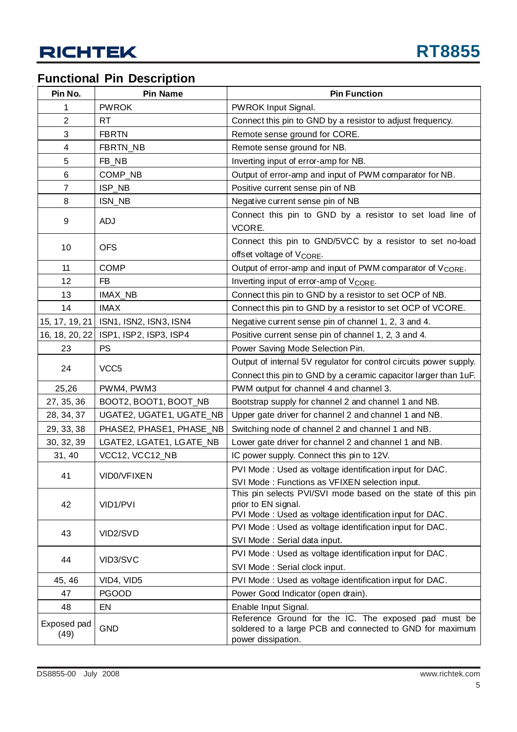## Functional Pin Description

| Pin No. | Pin Name | Pin Function |
|---|---|---|
| 1 | PWROK | PWROK Input Signal. |
| 2 | RT | Connect this pin to GND by a resistor to adjust frequency. |
| 3 | FBRTN | Remote sense ground for CORE. |
| 4 | FBRTN_NB | Remote sense ground for NB. |
| 5 | FB_NB | Inverting input of error-amp for NB. |
| 6 | COMP_NB | Output of error-amp and input of PWM comparator for NB. |
| 7 | ISP_NB | Positive current sense pin of NB |
| 8 | ISN_NB | Negative current sense pin of NB |
| 9 | ADJ | Connect this pin to GND by a resistor to set load line of VCORE. |
| 10 | OFS | Connect this pin to GND/5VCC by a resistor to set no-load offset voltage of $V_{CORE}$. |
| 11 | COMP | Output of error-amp and input of PWM comparator of $V_{CORE}$. |
| 12 | FB | Inverting input of error-amp of $V_{CORE}$. |
| 13 | IMAX_NB | Connect this pin to GND by a resistor to set OCP of NB. |
| 14 | IMAX | Connect this pin to GND by a resistor to set OCP of VCORE. |
| 15, 17, 19, 21 | ISN1, ISN2, ISN3, ISN4 | Negative current sense pin of channel 1, 2, 3 and 4. |
| 16, 18, 20, 22 | ISP1, ISP2, ISP3, ISP4 | Positive current sense pin of channel 1, 2, 3 and 4. |
| 23 | PS | Power Saving Mode Selection Pin. |
| 24 | VCC5 | Output of internal 5V regulator for control circuits power supply. Connect this pin to GND by a ceramic capacitor larger than 1uF. |
| 25,26 | PWM4, PWM3 | PWM output for channel 4 and channel 3. |
| 27, 35, 36 | BOOT2, BOOT1, BOOT_NB | Bootstrap supply for channel 2 and channel 1 and NB. |
| 28, 34, 37 | UGATE2, UGATE1, UGATE_NB | Upper gate driver for channel 2 and channel 1 and NB. |
| 29, 33, 38 | PHASE2, PHASE1, PHASE_NB | Switching node of channel 2 and channel 1 and NB. |
| 30, 32, 39 | LGATE2, LGATE1, LGATE_NB | Lower gate driver for channel 2 and channel 1 and NB. |
| 31, 40 | VCC12, VCC12_NB | IC power supply. Connect this pin to 12V. |
| 41 | VID0/VFIXEN | PVI Mode : Used as voltage identification input for DAC.<br>SVI Mode : Functions as VFIXEN selection input. |
| 42 | VID1/PVI | This pin selects PVI/SVI mode based on the state of this pin prior to EN signal.<br>PVI Mode : Used as voltage identification input for DAC. |
| 43 | VID2/SVD | PVI Mode : Used as voltage identification input for DAC.<br>SVI Mode : Serial data input. |
| 44 | VID3/SVC | PVI Mode : Used as voltage identification input for DAC.<br>SVI Mode : Serial clock input. |
| 45, 46 | VID4, VID5 | PVI Mode : Used as voltage identification input for DAC. |
| 47 | PGOOD | Power Good Indicator (open drain). |
| 48 | EN | Enable Input Signal. |
| Exposed pad (49) | GND | Reference Ground for the IC. The exposed pad must be soldered to a large PCB and connected to GND for maximum power dissipation. |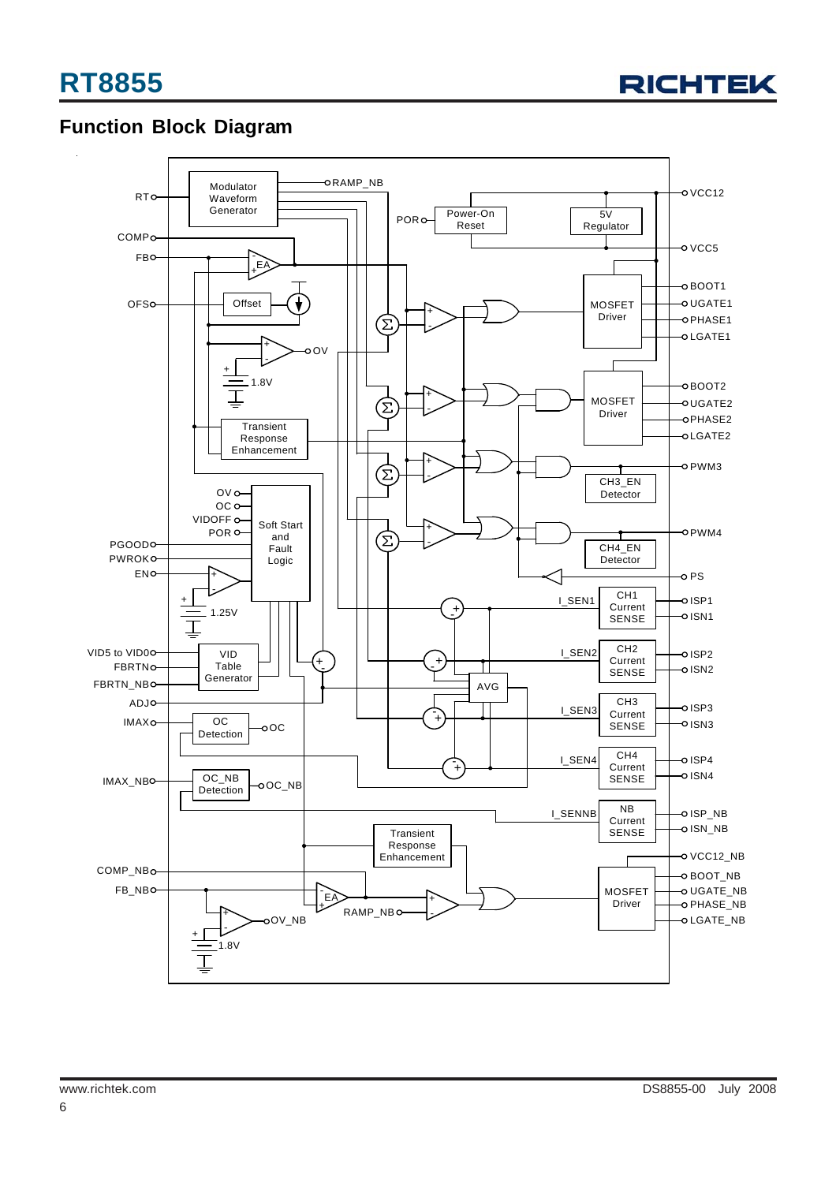## Function Block Diagram

RT
COMP
FB
OFS
Modulator Waveform Generator
RAMP_NB
EA
Offset
OV
1.8V
Transient Response Enhancement
POR
Power-On Reset
5V Regulator
VCC12
VCC5
MOSFET Driver
BOOT1
UGATE1
PHASE1
LGATE1
MOSFET Driver
BOOT2
UGATE2
PHASE2
LGATE2
PWM3
CH3_EN Detector
PWM4
CH4_EN Detector
PS
OV
OC
VIDOFF
POR
Soft Start and Fault Logic
PGOOD
PWROK
EN
1.25V
VID5 to VID0
FBRTN
FBRTN_NB
VID Table Generator
ADJ
IMAX
OC Detection
OC
IMAX_NB
OC_NB Detection
OC_NB
I_SEN1
CH1 Current SENSE
ISP1
ISN1
I_SEN2
CH2 Current SENSE
ISP2
ISN2
AVG
I_SEN3
CH3 Current SENSE
ISP3
ISN3
I_SEN4
CH4 Current SENSE
ISP4
ISN4
I_SENNB
NB Current SENSE
ISP_NB
ISN_NB
Transient Response Enhancement
VCC12_NB
COMP_NB
FB_NB
EA
RAMP_NB
MOSFET Driver
BOOT_NB
UGATE_NB
PHASE_NB
LGATE_NB
OV_NB
1.8V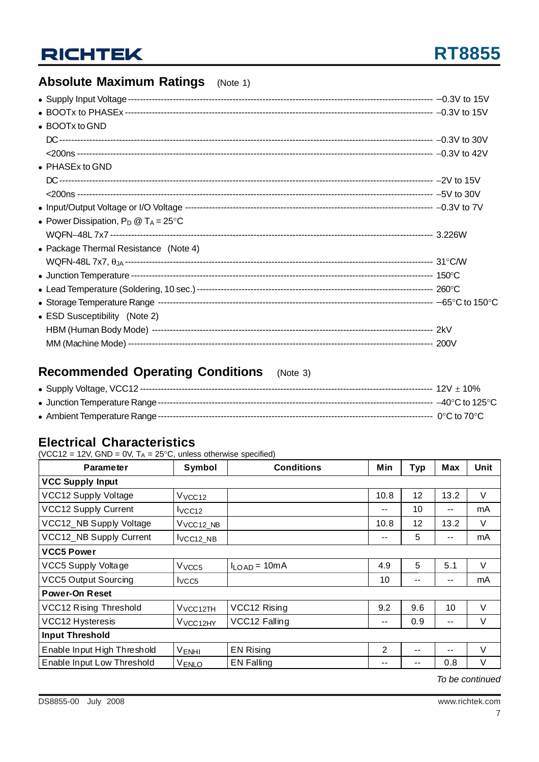## Absolute Maximum Ratings (Note 1)

- Supply Input Voltage ------------------------------------------------ −0.3V to 15V
- BOOTx to PHASEx ------------------------------------------------ −0.3V to 15V
- BOOTx to GND
  - DC ------------------------------------------------ −0.3V to 30V
  - <200ns ------------------------------------------------ −0.3V to 42V
- PHASEx to GND
  - DC ------------------------------------------------ −2V to 15V
  - <200ns ------------------------------------------------ −5V to 30V
- Input/Output Voltage or I/O Voltage ------------------------------------------------ −0.3V to 7V
- Power Dissipation, $P_D$ @ $T_A$ = 25°C
  - WQFN−48L 7x7 ------------------------------------------------ 3.226W
- Package Thermal Resistance (Note 4)
  - WQFN-48L 7x7, $\theta_{JA}$ ------------------------------------------------ 31°C/W
- Junction Temperature ------------------------------------------------ 150°C
- Lead Temperature (Soldering, 10 sec.) ------------------------------------------------ 260°C
- Storage Temperature Range ------------------------------------------------ −65°C to 150°C
- ESD Susceptibility (Note 2)
  - HBM (Human Body Mode) ------------------------------------------------ 2kV
  - MM (Machine Mode) ------------------------------------------------ 200V

## Recommended Operating Conditions (Note 3)

- Supply Voltage, VCC12 ------------------------------------------------ 12V ± 10%
- Junction Temperature Range ------------------------------------------------ −40°C to 125°C
- Ambient Temperature Range ------------------------------------------------ 0°C to 70°C

## Electrical Characteristics

(VCC12 = 12V, GND = 0V, $T_A$ = 25°C, unless otherwise specified)

| Parameter | Symbol | Conditions | Min | Typ | Max | Unit |
|---|---|---|---|---|---|---|
| **VCC Supply Input** | | | | | | |
| VCC12 Supply Voltage | $V_{VCC12}$ | | 10.8 | 12 | 13.2 | V |
| VCC12 Supply Current | $I_{VCC12}$ | | -- | 10 | -- | mA |
| VCC12_NB Supply Voltage | $V_{VCC12\_NB}$ | | 10.8 | 12 | 13.2 | V |
| VCC12_NB Supply Current | $I_{VCC12\_NB}$ | | -- | 5 | -- | mA |
| **VCC5 Power** | | | | | | |
| VCC5 Supply Voltage | $V_{VCC5}$ | $I_{LOAD}$ = 10mA | 4.9 | 5 | 5.1 | V |
| VCC5 Output Sourcing | $I_{VCC5}$ | | 10 | -- | -- | mA |
| **Power-On Reset** | | | | | | |
| VCC12 Rising Threshold | $V_{VCC12TH}$ | VCC12 Rising | 9.2 | 9.6 | 10 | V |
| VCC12 Hysteresis | $V_{VCC12HY}$ | VCC12 Falling | -- | 0.9 | -- | V |
| **Input Threshold** | | | | | | |
| Enable Input High Threshold | $V_{ENHI}$ | EN Rising | 2 | -- | -- | V |
| Enable Input Low Threshold | $V_{ENLO}$ | EN Falling | -- | -- | 0.8 | V |

*To be continued*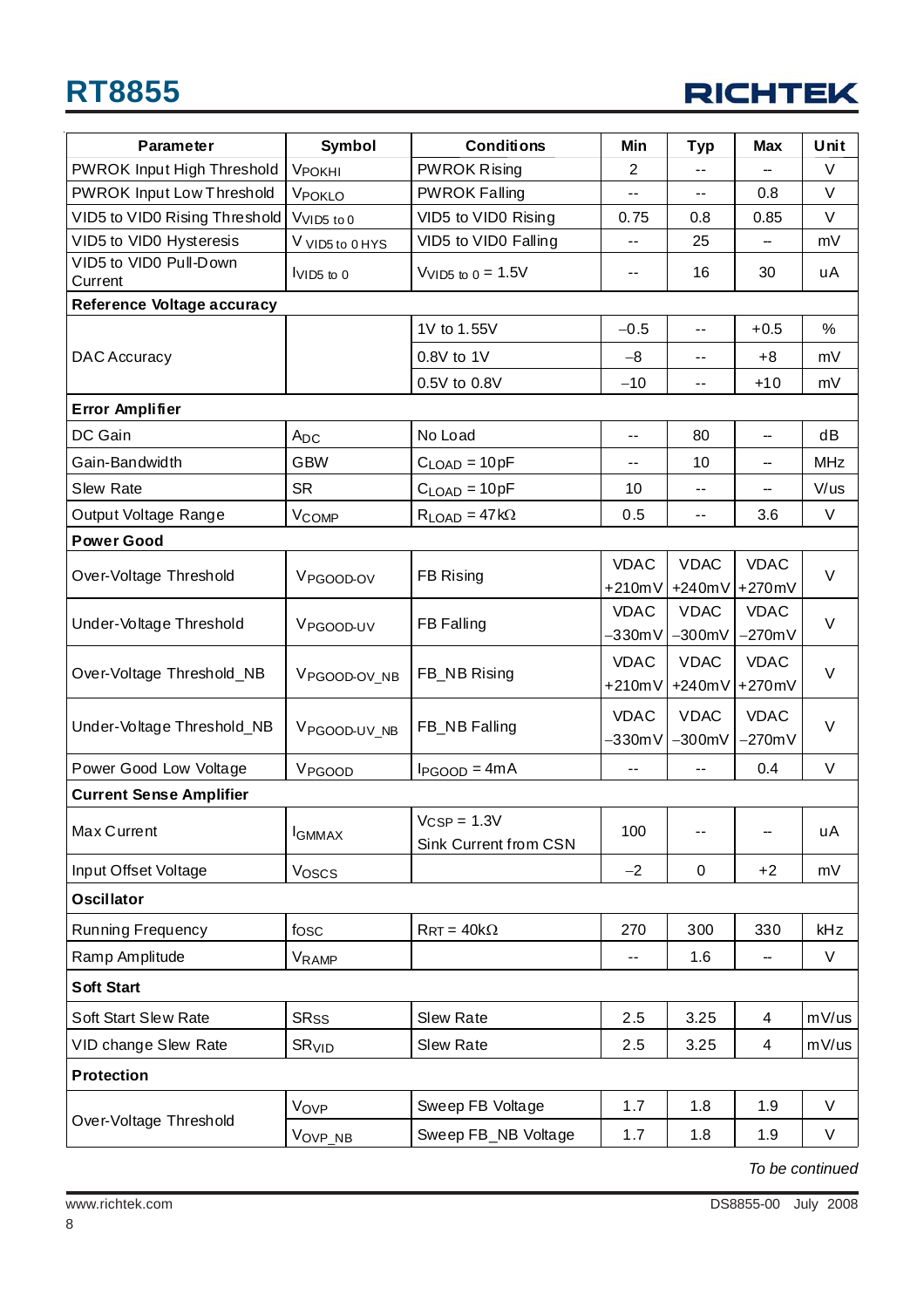| Parameter | Symbol | Conditions | Min | Typ | Max | Unit |
|---|---|---|---|---|---|---|
| PWROK Input High Threshold | $V_{POKHI}$ | PWROK Rising | 2 | -- | -- | V |
| PWROK Input Low Threshold | $V_{POKLO}$ | PWROK Falling | -- | -- | 0.8 | V |
| VID5 to VID0 Rising Threshold | $V_{VID5\ to\ 0}$ | VID5 to VID0 Rising | 0.75 | 0.8 | 0.85 | V |
| VID5 to VID0 Hysteresis | $V_{VID5\ to\ 0\ HYS}$ | VID5 to VID0 Falling | -- | 25 | -- | mV |
| VID5 to VID0 Pull-Down Current | $I_{VID5\ to\ 0}$ | $V_{VID5\ to\ 0}$ = 1.5V | -- | 16 | 30 | uA |
| **Reference Voltage accuracy** | | | | | | |
| DAC Accuracy | | 1V to 1.55V | −0.5 | -- | +0.5 | % |
| | | 0.8V to 1V | −8 | -- | +8 | mV |
| | | 0.5V to 0.8V | −10 | -- | +10 | mV |
| **Error Amplifier** | | | | | | |
| DC Gain | $A_{DC}$ | No Load | -- | 80 | -- | dB |
| Gain-Bandwidth | GBW | $C_{LOAD}$ = 10pF | -- | 10 | -- | MHz |
| Slew Rate | SR | $C_{LOAD}$ = 10pF | 10 | -- | -- | V/us |
| Output Voltage Range | $V_{COMP}$ | $R_{LOAD}$ = 47kΩ | 0.5 | -- | 3.6 | V |
| **Power Good** | | | | | | |
| Over-Voltage Threshold | $V_{PGOOD\text{-}OV}$ | FB Rising | VDAC +210mV | VDAC +240mV | VDAC +270mV | V |
| Under-Voltage Threshold | $V_{PGOOD\text{-}UV}$ | FB Falling | VDAC −330mV | VDAC −300mV | VDAC −270mV | V |
| Over-Voltage Threshold_NB | $V_{PGOOD\text{-}OV\_NB}$ | FB_NB Rising | VDAC +210mV | VDAC +240mV | VDAC +270mV | V |
| Under-Voltage Threshold_NB | $V_{PGOOD\text{-}UV\_NB}$ | FB_NB Falling | VDAC −330mV | VDAC −300mV | VDAC −270mV | V |
| Power Good Low Voltage | $V_{PGOOD}$ | $I_{PGOOD}$ = 4mA | -- | -- | 0.4 | V |
| **Current Sense Amplifier** | | | | | | |
| Max Current | $I_{GMMAX}$ | $V_{CSP}$ = 1.3V Sink Current from CSN | 100 | -- | -- | uA |
| Input Offset Voltage | $V_{OSCS}$ | | −2 | 0 | +2 | mV |
| **Oscillator** | | | | | | |
| Running Frequency | $f_{OSC}$ | $R_{RT}$ = 40kΩ | 270 | 300 | 330 | kHz |
| Ramp Amplitude | $V_{RAMP}$ | | -- | 1.6 | -- | V |
| **Soft Start** | | | | | | |
| Soft Start Slew Rate | $SR_{SS}$ | Slew Rate | 2.5 | 3.25 | 4 | mV/us |
| VID change Slew Rate | $SR_{VID}$ | Slew Rate | 2.5 | 3.25 | 4 | mV/us |
| **Protection** | | | | | | |
| Over-Voltage Threshold | $V_{OVP}$ | Sweep FB Voltage | 1.7 | 1.8 | 1.9 | V |
| | $V_{OVP\_NB}$ | Sweep FB_NB Voltage | 1.7 | 1.8 | 1.9 | V |

*To be continued*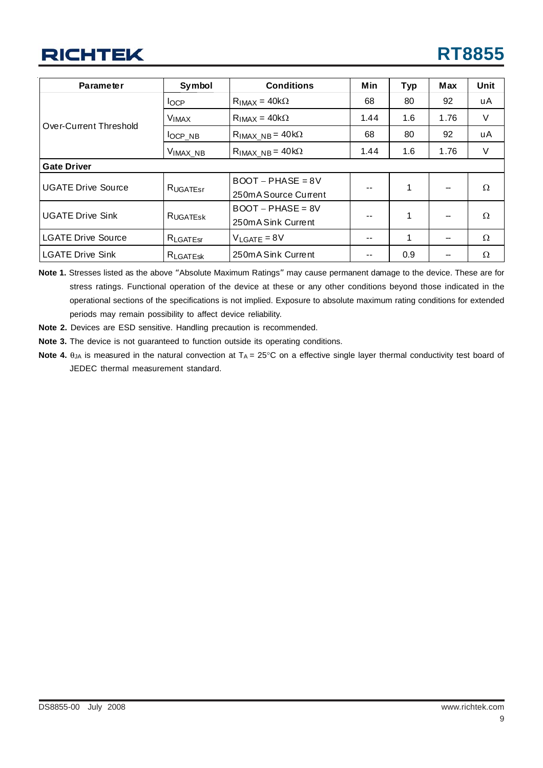| Parameter | Symbol | Conditions | Min | Typ | Max | Unit |
|---|---|---|---|---|---|---|
| Over-Current Threshold | $I_{OCP}$ | $R_{IMAX}$ = 40kΩ | 68 | 80 | 92 | uA |
| | $V_{IMAX}$ | $R_{IMAX}$ = 40kΩ | 1.44 | 1.6 | 1.76 | V |
| | $I_{OCP\_NB}$ | $R_{IMAX\_NB}$ = 40kΩ | 68 | 80 | 92 | uA |
| | $V_{IMAX\_NB}$ | $R_{IMAX\_NB}$ = 40kΩ | 1.44 | 1.6 | 1.76 | V |
| **Gate Driver** | | | | | | |
| UGATE Drive Source | $R_{UGATEsr}$ | BOOT − PHASE = 8V 250mA Source Current | -- | 1 | -- | Ω |
| UGATE Drive Sink | $R_{UGATEsk}$ | BOOT − PHASE = 8V 250mA Sink Current | -- | 1 | -- | Ω |
| LGATE Drive Source | $R_{LGATEsr}$ | $V_{LGATE}$ = 8V | -- | 1 | -- | Ω |
| LGATE Drive Sink | $R_{LGATEsk}$ | 250mA Sink Current | -- | 0.9 | -- | Ω |

**Note 1.** Stresses listed as the above "Absolute Maximum Ratings" may cause permanent damage to the device. These are for stress ratings. Functional operation of the device at these or any other conditions beyond those indicated in the operational sections of the specifications is not implied. Exposure to absolute maximum rating conditions for extended periods may remain possibility to affect device reliability.

**Note 2.** Devices are ESD sensitive. Handling precaution is recommended.

**Note 3.** The device is not guaranteed to function outside its operating conditions.

**Note 4.** $\theta_{JA}$ is measured in the natural convection at $T_A$ = 25°C on a effective single layer thermal conductivity test board of JEDEC thermal measurement standard.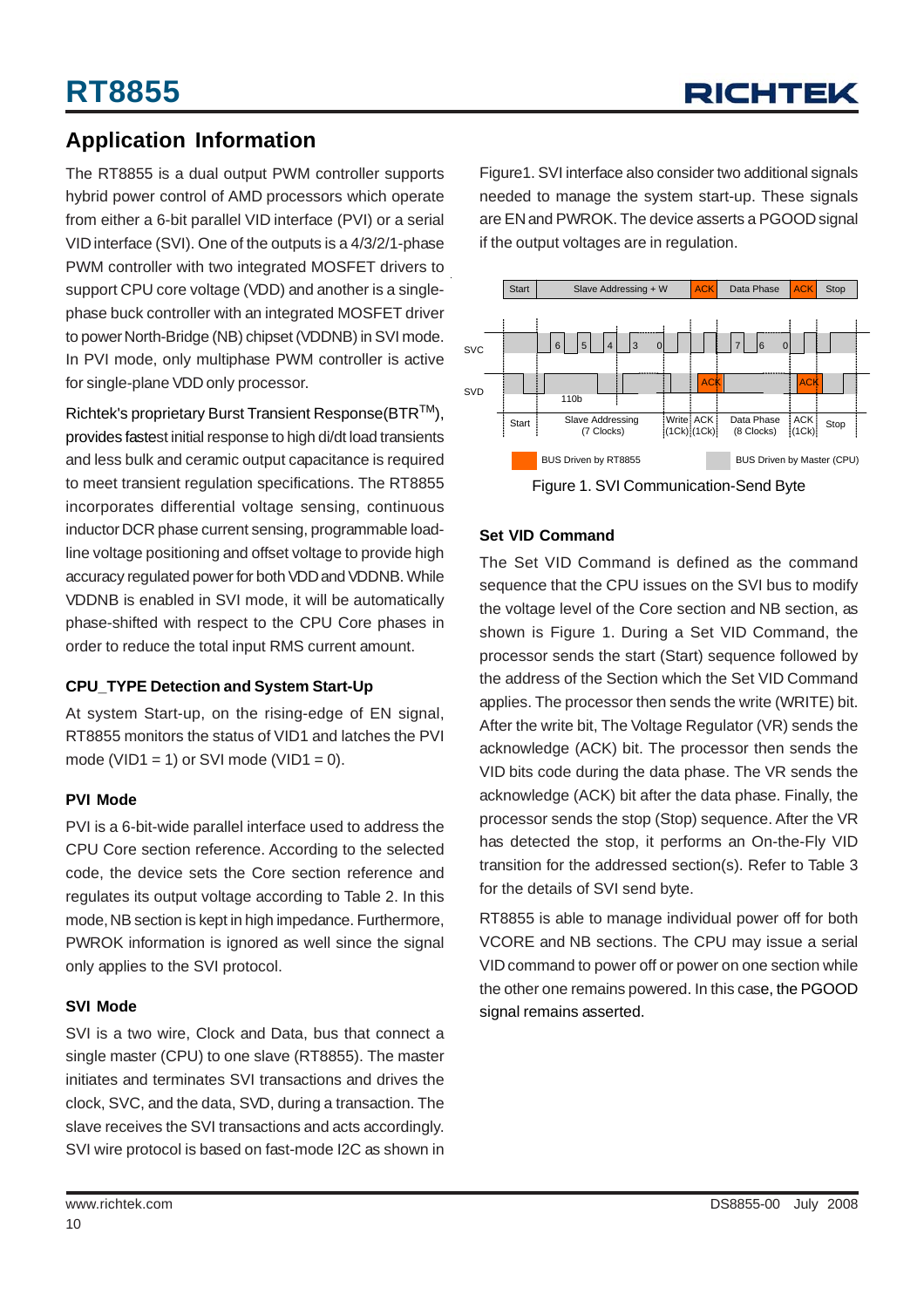## Application Information

The RT8855 is a dual output PWM controller supports hybrid power control of AMD processors which operate from either a 6-bit parallel VID interface (PVI) or a serial VID interface (SVI). One of the outputs is a 4/3/2/1-phase PWM controller with two integrated MOSFET drivers to support CPU core voltage (VDD) and another is a single-phase buck controller with an integrated MOSFET driver to power North-Bridge (NB) chipset (VDDNB) in SVI mode. In PVI mode, only multiphase PWM controller is active for single-plane VDD only processor.

Richtek's proprietary Burst Transient Response(BTR™), provides fastest initial response to high di/dt load transients and less bulk and ceramic output capacitance is required to meet transient regulation specifications. The RT8855 incorporates differential voltage sensing, continuous inductor DCR phase current sensing, programmable load-line voltage positioning and offset voltage to provide high accuracy regulated power for both VDD and VDDNB. While VDDNB is enabled in SVI mode, it will be automatically phase-shifted with respect to the CPU Core phases in order to reduce the total input RMS current amount.

### CPU_TYPE Detection and System Start-Up

At system Start-up, on the rising-edge of EN signal, RT8855 monitors the status of VID1 and latches the PVI mode (VID1 = 1) or SVI mode (VID1 = 0).

### PVI Mode

PVI is a 6-bit-wide parallel interface used to address the CPU Core section reference. According to the selected code, the device sets the Core section reference and regulates its output voltage according to Table 2. In this mode, NB section is kept in high impedance. Furthermore, PWROK information is ignored as well since the signal only applies to the SVI protocol.

### SVI Mode

SVI is a two wire, Clock and Data, bus that connect a single master (CPU) to one slave (RT8855). The master initiates and terminates SVI transactions and drives the clock, SVC, and the data, SVD, during a transaction. The slave receives the SVI transactions and acts accordingly. SVI wire protocol is based on fast-mode I2C as shown in Figure1. SVI interface also consider two additional signals needed to manage the system start-up. These signals are EN and PWROK. The device asserts a PGOOD signal if the output voltages are in regulation.

Figure 1. SVI Communication-Send Byte

### Set VID Command

The Set VID Command is defined as the command sequence that the CPU issues on the SVI bus to modify the voltage level of the Core section and NB section, as shown is Figure 1. During a Set VID Command, the processor sends the start (Start) sequence followed by the address of the Section which the Set VID Command applies. The processor then sends the write (WRITE) bit. After the write bit, The Voltage Regulator (VR) sends the acknowledge (ACK) bit. The processor then sends the VID bits code during the data phase. The VR sends the acknowledge (ACK) bit after the data phase. Finally, the processor sends the stop (Stop) sequence. After the VR has detected the stop, it performs an On-the-Fly VID transition for the addressed section(s). Refer to Table 3 for the details of SVI send byte.

RT8855 is able to manage individual power off for both VCORE and NB sections. The CPU may issue a serial VID command to power off or power on one section while the other one remains powered. In this case, the PGOOD signal remains asserted.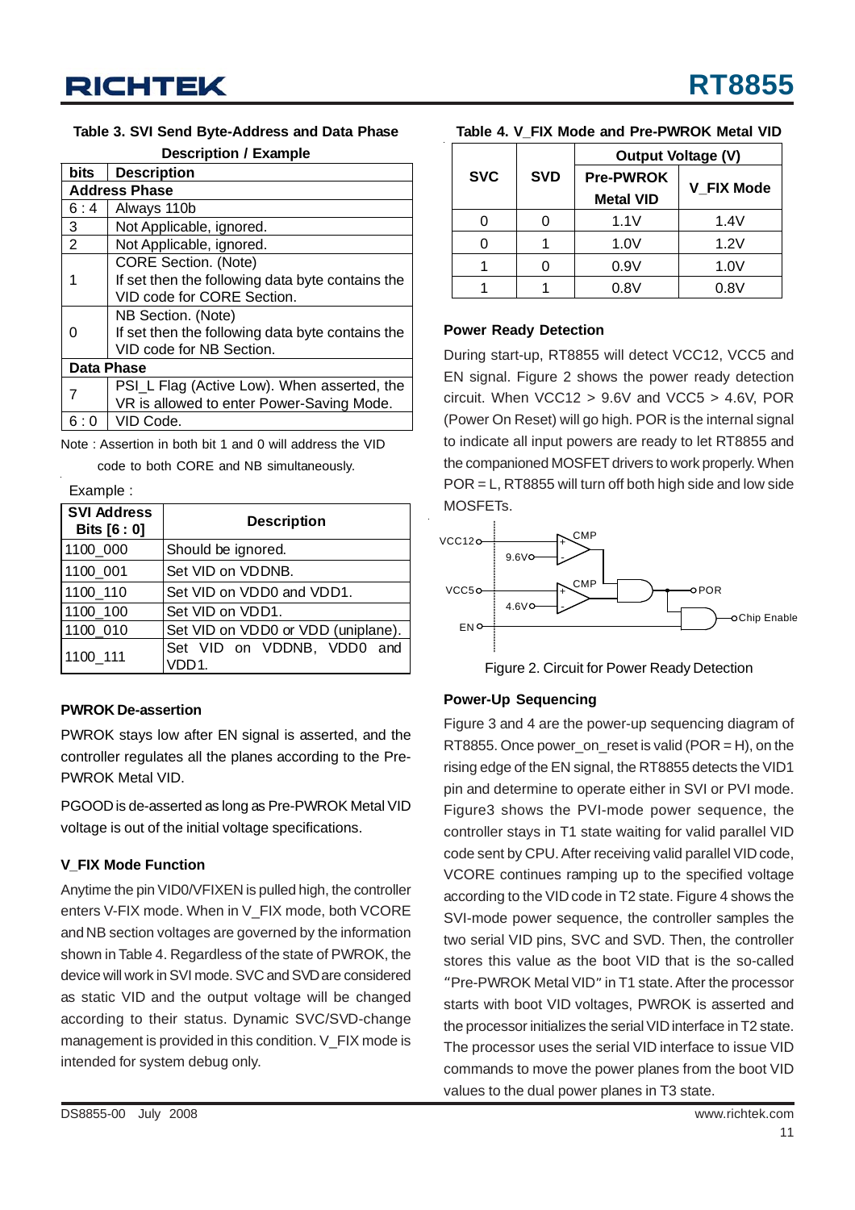**Table 3. SVI Send Byte-Address and Data Phase Description / Example**

| bits | Description |
|---|---|
| **Address Phase** | |
| 6 : 4 | Always 110b |
| 3 | Not Applicable, ignored. |
| 2 | Not Applicable, ignored. |
| 1 | CORE Section. (Note) If set then the following data byte contains the VID code for CORE Section. |
| 0 | NB Section. (Note) If set then the following data byte contains the VID code for NB Section. |
| **Data Phase** | |
| 7 | PSI_L Flag (Active Low). When asserted, the VR is allowed to enter Power-Saving Mode. |
| 6 : 0 | VID Code. |

Note : Assertion in both bit 1 and 0 will address the VID code to both CORE and NB simultaneously.

Example :

| SVI Address Bits [6 : 0] | Description |
|---|---|
| 1100_000 | Should be ignored. |
| 1100_001 | Set VID on VDDNB. |
| 1100_110 | Set VID on VDD0 and VDD1. |
| 1100_100 | Set VID on VDD1. |
| 1100_010 | Set VID on VDD0 or VDD (uniplane). |
| 1100_111 | Set VID on VDDNB, VDD0 and VDD1. |

### PWROK De-assertion

PWROK stays low after EN signal is asserted, and the controller regulates all the planes according to the Pre-PWROK Metal VID.

PGOOD is de-asserted as long as Pre-PWROK Metal VID voltage is out of the initial voltage specifications.

### V_FIX Mode Function

Anytime the pin VID0/VFIXEN is pulled high, the controller enters V-FIX mode. When in V_FIX mode, both VCORE and NB section voltages are governed by the information shown in Table 4. Regardless of the state of PWROK, the device will work in SVI mode. SVC and SVD are considered as static VID and the output voltage will be changed according to their status. Dynamic SVC/SVD-change management is provided in this condition. V_FIX mode is intended for system debug only.

**Table 4. V_FIX Mode and Pre-PWROK Metal VID**

| SVC | SVD | Output Voltage (V) | |
|---|---|---|---|
| | | Pre-PWROK Metal VID | V_FIX Mode |
| 0 | 0 | 1.1V | 1.4V |
| 0 | 1 | 1.0V | 1.2V |
| 1 | 0 | 0.9V | 1.0V |
| 1 | 1 | 0.8V | 0.8V |

### Power Ready Detection

During start-up, RT8855 will detect VCC12, VCC5 and EN signal. Figure 2 shows the power ready detection circuit. When VCC12 > 9.6V and VCC5 > 4.6V, POR (Power On Reset) will go high. POR is the internal signal to indicate all input powers are ready to let RT8855 and the companioned MOSFET drivers to work properly. When POR = L, RT8855 will turn off both high side and low side MOSFETs.

Figure 2. Circuit for Power Ready Detection

### Power-Up Sequencing

Figure 3 and 4 are the power-up sequencing diagram of RT8855. Once power_on_reset is valid (POR = H), on the rising edge of the EN signal, the RT8855 detects the VID1 pin and determine to operate either in SVI or PVI mode. Figure3 shows the PVI-mode power sequence, the controller stays in T1 state waiting for valid parallel VID code sent by CPU. After receiving valid parallel VID code, VCORE continues ramping up to the specified voltage according to the VID code in T2 state. Figure 4 shows the SVI-mode power sequence, the controller samples the two serial VID pins, SVC and SVD. Then, the controller stores this value as the boot VID that is the so-called "Pre-PWROK Metal VID" in T1 state. After the processor starts with boot VID voltages, PWROK is asserted and the processor initializes the serial VID interface in T2 state. The processor uses the serial VID interface to issue VID commands to move the power planes from the boot VID values to the dual power planes in T3 state.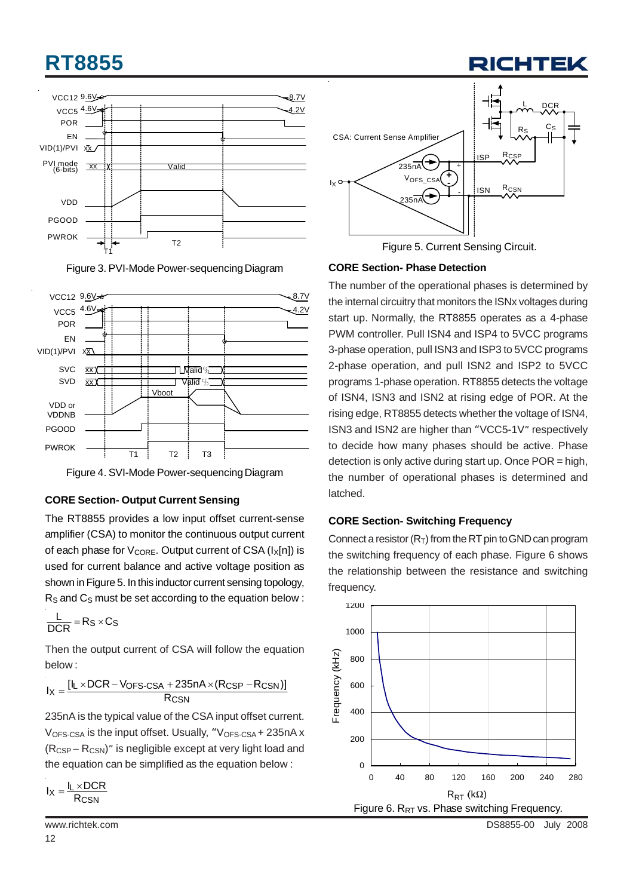Figure 3. PVI-Mode Power-sequencing Diagram

Figure 4. SVI-Mode Power-sequencing Diagram

**CORE Section- Output Current Sensing**

The RT8855 provides a low input offset current-sense amplifier (CSA) to monitor the continuous output current of each phase for $V_{CORE}$. Output current of CSA ($I_X[n]$) is used for current balance and active voltage position as shown in Figure 5. In this inductor current sensing topology, $R_S$ and $C_S$ must be set according to the equation below :

$$\frac{L}{DCR} = R_S \times C_S$$

Then the output current of CSA will follow the equation below :

$$I_X = \frac{[I_L \times DCR - V_{OFS\text{-}CSA} + 235nA \times (R_{CSP} - R_{CSN})]}{R_{CSN}}$$

235nA is the typical value of the CSA input offset current. $V_{OFS\text{-}CSA}$ is the input offset. Usually, "$V_{OFS\text{-}CSA}$ + 235nA x ($R_{CSP} - R_{CSN}$)" is negligible except at very light load and the equation can be simplified as the equation below :

$$I_X = \frac{I_L \times DCR}{R_{CSN}}$$

Figure 5. Current Sensing Circuit.

**CORE Section- Phase Detection**

The number of the operational phases is determined by the internal circuitry that monitors the ISNx voltages during start up. Normally, the RT8855 operates as a 4-phase PWM controller. Pull ISN4 and ISP4 to 5VCC programs 3-phase operation, pull ISN3 and ISP3 to 5VCC programs 2-phase operation, and pull ISN2 and ISP2 to 5VCC programs 1-phase operation. RT8855 detects the voltage of ISN4, ISN3 and ISN2 at rising edge of POR. At the rising edge, RT8855 detects whether the voltage of ISN4, ISN3 and ISN2 are higher than "VCC5-1V" respectively to decide how many phases should be active. Phase detection is only active during start up. Once POR = high, the number of operational phases is determined and latched.

**CORE Section- Switching Frequency**

Connect a resistor ($R_T$) from the RT pin to GND can program the switching frequency of each phase. Figure 6 shows the relationship between the resistance and switching frequency.

Figure 6. $R_{RT}$ vs. Phase switching Frequency.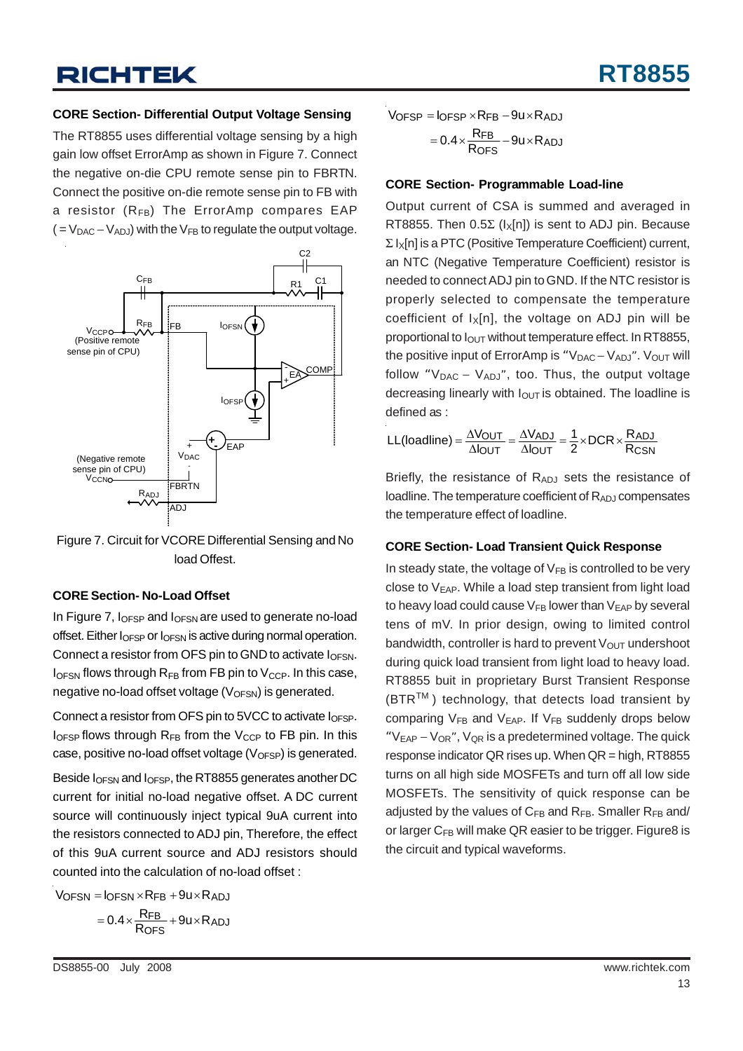### CORE Section- Differential Output Voltage Sensing

The RT8855 uses differential voltage sensing by a high gain low offset ErrorAmp as shown in Figure 7. Connect the negative on-die CPU remote sense pin to FBRTN. Connect the positive on-die remote sense pin to FB with a resistor ($R_{FB}$) The ErrorAmp compares EAP ( $= V_{DAC} - V_{ADJ}$) with the $V_{FB}$ to regulate the output voltage.

Figure 7. Circuit for VCORE Differential Sensing and No load Offset.

### CORE Section- No-Load Offset

In Figure 7, $I_{OFSP}$ and $I_{OFSN}$ are used to generate no-load offset. Either $I_{OFSP}$ or $I_{OFSN}$ is active during normal operation. Connect a resistor from OFS pin to GND to activate $I_{OFSN}$. $I_{OFSN}$ flows through $R_{FB}$ from FB pin to $V_{CCP}$. In this case, negative no-load offset voltage ($V_{OFSN}$) is generated.

Connect a resistor from OFS pin to 5VCC to activate $I_{OFSP}$. $I_{OFSP}$ flows through $R_{FB}$ from the $V_{CCP}$ to FB pin. In this case, positive no-load offset voltage ($V_{OFSP}$) is generated.

Beside $I_{OFSN}$ and $I_{OFSP}$, the RT8855 generates another DC current for initial no-load negative offset. A DC current source will continuously inject typical 9uA current into the resistors connected to ADJ pin, Therefore, the effect of this 9uA current source and ADJ resistors should counted into the calculation of no-load offset :

$$V_{OFSN} = I_{OFSN} \times R_{FB} + 9u \times R_{ADJ}$$
$$= 0.4 \times \frac{R_{FB}}{R_{OFS}} + 9u \times R_{ADJ}$$

$$V_{OFSP} = I_{OFSP} \times R_{FB} - 9u \times R_{ADJ}$$
$$= 0.4 \times \frac{R_{FB}}{R_{OFS}} - 9u \times R_{ADJ}$$

### CORE Section- Programmable Load-line

Output current of CSA is summed and averaged in RT8855. Then $0.5\Sigma$ ($I_X[n]$) is sent to ADJ pin. Because $\Sigma I_X[n]$ is a PTC (Positive Temperature Coefficient) current, an NTC (Negative Temperature Coefficient) resistor is needed to connect ADJ pin to GND. If the NTC resistor is properly selected to compensate the temperature coefficient of $I_X[n]$, the voltage on ADJ pin will be proportional to $I_{OUT}$ without temperature effect. In RT8855, the positive input of ErrorAmp is "$V_{DAC} - V_{ADJ}$". $V_{OUT}$ will follow "$V_{DAC} - V_{ADJ}$", too. Thus, the output voltage decreasing linearly with $I_{OUT}$ is obtained. The loadline is defined as :

$$LL(\text{loadline}) = \frac{\Delta V_{OUT}}{\Delta I_{OUT}} = \frac{\Delta V_{ADJ}}{\Delta I_{OUT}} = \frac{1}{2} \times DCR \times \frac{R_{ADJ}}{R_{CSN}}$$

Briefly, the resistance of $R_{ADJ}$ sets the resistance of loadline. The temperature coefficient of $R_{ADJ}$ compensates the temperature effect of loadline.

### CORE Section- Load Transient Quick Response

In steady state, the voltage of $V_{FB}$ is controlled to be very close to $V_{EAP}$. While a load step transient from light load to heavy load could cause $V_{FB}$ lower than $V_{EAP}$ by several tens of mV. In prior design, owing to limited control bandwidth, controller is hard to prevent $V_{OUT}$ undershoot during quick load transient from light load to heavy load. RT8855 buit in proprietary Burst Transient Response (BTR™) technology, that detects load transient by comparing $V_{FB}$ and $V_{EAP}$. If $V_{FB}$ suddenly drops below "$V_{EAP} - V_{OR}$", $V_{QR}$ is a predetermined voltage. The quick response indicator QR rises up. When QR = high, RT8855 turns on all high side MOSFETs and turn off all low side MOSFETs. The sensitivity of quick response can be adjusted by the values of $C_{FB}$ and $R_{FB}$. Smaller $R_{FB}$ and/ or larger $C_{FB}$ will make QR easier to be trigger. Figure8 is the circuit and typical waveforms.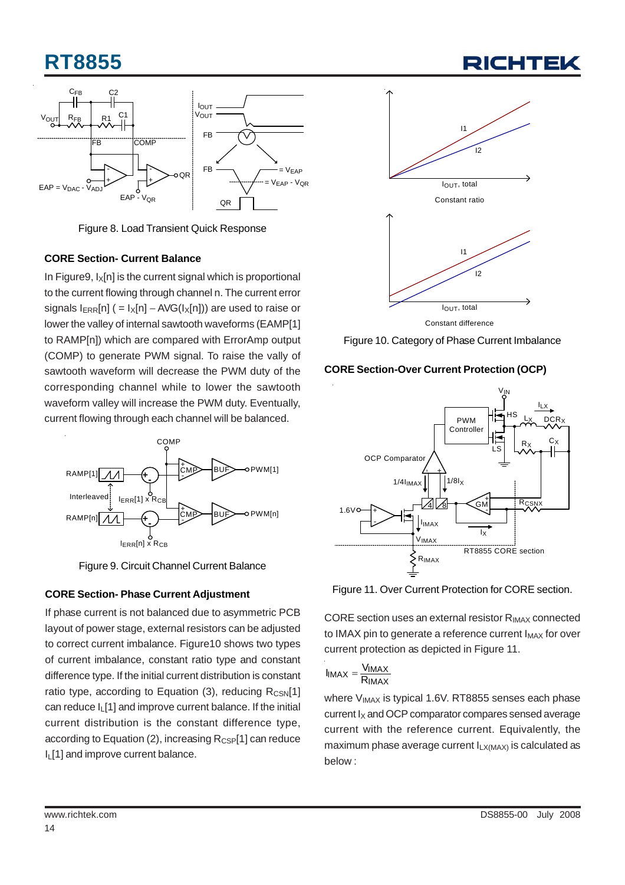Figure 8. Load Transient Quick Response

### CORE Section- Current Balance

In Figure9, $I_X[n]$ is the current signal which is proportional to the current flowing through channel n. The current error signals $I_{ERR}[n]$ ( = $I_X[n]$ – AVG($I_X[n]$)) are used to raise or lower the valley of internal sawtooth waveforms (EAMP[1] to RAMP[n]) which are compared with ErrorAmp output (COMP) to generate PWM signal. To raise the vally of sawtooth waveform will decrease the PWM duty of the corresponding channel while to lower the sawtooth waveform valley will increase the PWM duty. Eventually, current flowing through each channel will be balanced.

Figure 9. Circuit Channel Current Balance

### CORE Section- Phase Current Adjustment

If phase current is not balanced due to asymmetric PCB layout of power stage, external resistors can be adjusted to correct current imbalance. Figure10 shows two types of current imbalance, constant ratio type and constant difference type. If the initial current distribution is constant ratio type, according to Equation (3), reducing $R_{CSN}[1]$ can reduce $I_L[1]$ and improve current balance. If the initial current distribution is the constant difference type, according to Equation (2), increasing $R_{CSP}[1]$ can reduce $I_L[1]$ and improve current balance.

Figure 10. Category of Phase Current Imbalance

### CORE Section-Over Current Protection (OCP)

Figure 11. Over Current Protection for CORE section.

CORE section uses an external resistor $R_{IMAX}$ connected to IMAX pin to generate a reference current $I_{MAX}$ for over current protection as depicted in Figure 11.

$$I_{IMAX} = \frac{V_{IMAX}}{R_{IMAX}}$$

where $V_{IMAX}$ is typical 1.6V. RT8855 senses each phase current $I_X$ and OCP comparator compares sensed average current with the reference current. Equivalently, the maximum phase average current $I_{LX(MAX)}$ is calculated as below :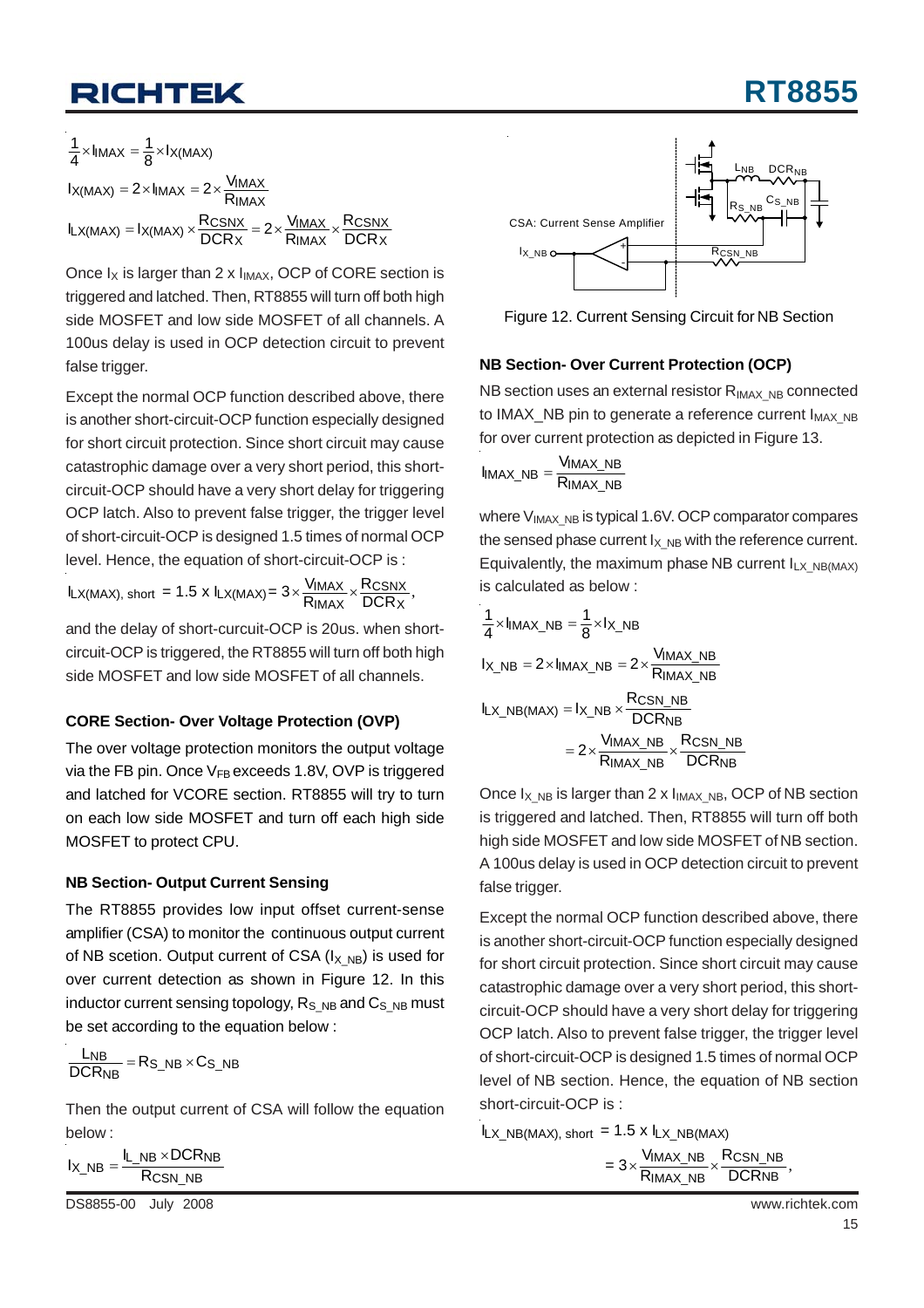$$\frac{1}{4} \times I_{IMAX} = \frac{1}{8} \times I_{X(MAX)}$$

$$I_{X(MAX)} = 2 \times I_{IMAX} = 2 \times \frac{V_{IMAX}}{R_{IMAX}}$$

$$I_{LX(MAX)} = I_{X(MAX)} \times \frac{R_{CSNX}}{DCR_X} = 2 \times \frac{V_{IMAX}}{R_{IMAX}} \times \frac{R_{CSNX}}{DCR_X}$$

Once $I_X$ is larger than 2 x $I_{IMAX}$, OCP of CORE section is triggered and latched. Then, RT8855 will turn off both high side MOSFET and low side MOSFET of all channels. A 100us delay is used in OCP detection circuit to prevent false trigger.

Except the normal OCP function described above, there is another short-circuit-OCP function especially designed for short circuit protection. Since short circuit may cause catastrophic damage over a very short period, this short-circuit-OCP should have a very short delay for triggering OCP latch. Also to prevent false trigger, the trigger level of short-circuit-OCP is designed 1.5 times of normal OCP level. Hence, the equation of short-circuit-OCP is :

$$I_{LX(MAX),\ short} = 1.5 \text{ x } I_{LX(MAX)} = 3 \times \frac{V_{IMAX}}{R_{IMAX}} \times \frac{R_{CSNX}}{DCR_X},$$

and the delay of short-curcuit-OCP is 20us. when short-circuit-OCP is triggered, the RT8855 will turn off both high side MOSFET and low side MOSFET of all channels.

### CORE Section- Over Voltage Protection (OVP)

The over voltage protection monitors the output voltage via the FB pin. Once $V_{FB}$ exceeds 1.8V, OVP is triggered and latched for VCORE section. RT8855 will try to turn on each low side MOSFET and turn off each high side MOSFET to protect CPU.

### NB Section- Output Current Sensing

The RT8855 provides low input offset current-sense amplifier (CSA) to monitor the continuous output current of NB scetion. Output current of CSA ($I_{X\_NB}$) is used for over current detection as shown in Figure 12. In this inductor current sensing topology, $R_{S\_NB}$ and $C_{S\_NB}$ must be set according to the equation below :

$$\frac{L_{NB}}{DCR_{NB}} = R_{S\_NB} \times C_{S\_NB}$$

Then the output current of CSA will follow the equation below :

$$I_{X\_NB} = \frac{I_{L\_NB} \times DCR_{NB}}{R_{CSN\_NB}}$$

Figure 12. Current Sensing Circuit for NB Section

### NB Section- Over Current Protection (OCP)

NB section uses an external resistor $R_{IMAX\_NB}$ connected to IMAX_NB pin to generate a reference current $I_{MAX\_NB}$ for over current protection as depicted in Figure 13.

$$I_{IMAX\_NB} = \frac{V_{IMAX\_NB}}{R_{IMAX\_NB}}$$

where $V_{IMAX\_NB}$ is typical 1.6V. OCP comparator compares the sensed phase current $I_{X\_NB}$ with the reference current. Equivalently, the maximum phase NB current $I_{LX\_NB(MAX)}$ is calculated as below :

$$\frac{1}{4} \times I_{IMAX\_NB} = \frac{1}{8} \times I_{X\_NB}$$

$$I_{X\_NB} = 2 \times I_{IMAX\_NB} = 2 \times \frac{V_{IMAX\_NB}}{R_{IMAX\_NB}}$$

$$I_{LX\_NB(MAX)} = I_{X\_NB} \times \frac{R_{CSN\_NB}}{DCR_{NB}} = 2 \times \frac{V_{IMAX\_NB}}{R_{IMAX\_NB}} \times \frac{R_{CSN\_NB}}{DCR_{NB}}$$

Once $I_{X\_NB}$ is larger than 2 x $I_{IMAX\_NB}$, OCP of NB section is triggered and latched. Then, RT8855 will turn off both high side MOSFET and low side MOSFET of NB section. A 100us delay is used in OCP detection circuit to prevent false trigger.

Except the normal OCP function described above, there is another short-circuit-OCP function especially designed for short circuit protection. Since short circuit may cause catastrophic damage over a very short period, this short-circuit-OCP should have a very short delay for triggering OCP latch. Also to prevent false trigger, the trigger level of short-circuit-OCP is designed 1.5 times of normal OCP level of NB section. Hence, the equation of NB section short-circuit-OCP is :

$$I_{LX\_NB(MAX),\ short} = 1.5 \text{ x } I_{LX\_NB(MAX)} = 3 \times \frac{V_{IMAX\_NB}}{R_{IMAX\_NB}} \times \frac{R_{CSN\_NB}}{DCR_{NB}},$$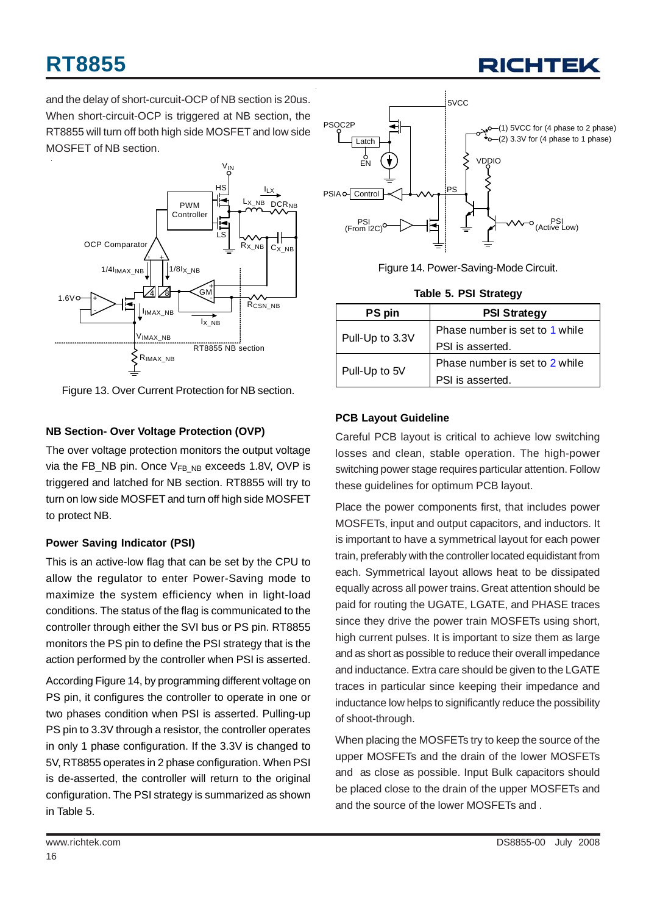and the delay of short-curcuit-OCP of NB section is 20us. When short-circuit-OCP is triggered at NB section, the RT8855 will turn off both high side MOSFET and low side MOSFET of NB section.

Figure 13. Over Current Protection for NB section.

### NB Section- Over Voltage Protection (OVP)

The over voltage protection monitors the output voltage via the FB_NB pin. Once $V_{FB\_NB}$ exceeds 1.8V, OVP is triggered and latched for NB section. RT8855 will try to turn on low side MOSFET and turn off high side MOSFET to protect NB.

### Power Saving Indicator (PSI)

This is an active-low flag that can be set by the CPU to allow the regulator to enter Power-Saving mode to maximize the system efficiency when in light-load conditions. The status of the flag is communicated to the controller through either the SVI bus or PS pin. RT8855 monitors the PS pin to define the PSI strategy that is the action performed by the controller when PSI is asserted.

According Figure 14, by programming different voltage on PS pin, it configures the controller to operate in one or two phases condition when PSI is asserted. Pulling-up PS pin to 3.3V through a resistor, the controller operates in only 1 phase configuration. If the 3.3V is changed to 5V, RT8855 operates in 2 phase configuration. When PSI is de-asserted, the controller will return to the original configuration. The PSI strategy is summarized as shown in Table 5.

Figure 14. Power-Saving-Mode Circuit.

Table 5. PSI Strategy

| PS pin | PSI Strategy |
|---|---|
| Pull-Up to 3.3V | Phase number is set to 1 while PSI is asserted. |
| Pull-Up to 5V | Phase number is set to 2 while PSI is asserted. |

### PCB Layout Guideline

Careful PCB layout is critical to achieve low switching losses and clean, stable operation. The high-power switching power stage requires particular attention. Follow these guidelines for optimum PCB layout.

Place the power components first, that includes power MOSFETs, input and output capacitors, and inductors. It is important to have a symmetrical layout for each power train, preferably with the controller located equidistant from each. Symmetrical layout allows heat to be dissipated equally across all power trains. Great attention should be paid for routing the UGATE, LGATE, and PHASE traces since they drive the power train MOSFETs using short, high current pulses. It is important to size them as large and as short as possible to reduce their overall impedance and inductance. Extra care should be given to the LGATE traces in particular since keeping their impedance and inductance low helps to significantly reduce the possibility of shoot-through.

When placing the MOSFETs try to keep the source of the upper MOSFETs and the drain of the lower MOSFETs and as close as possible. Input Bulk capacitors should be placed close to the drain of the upper MOSFETs and and the source of the lower MOSFETs and .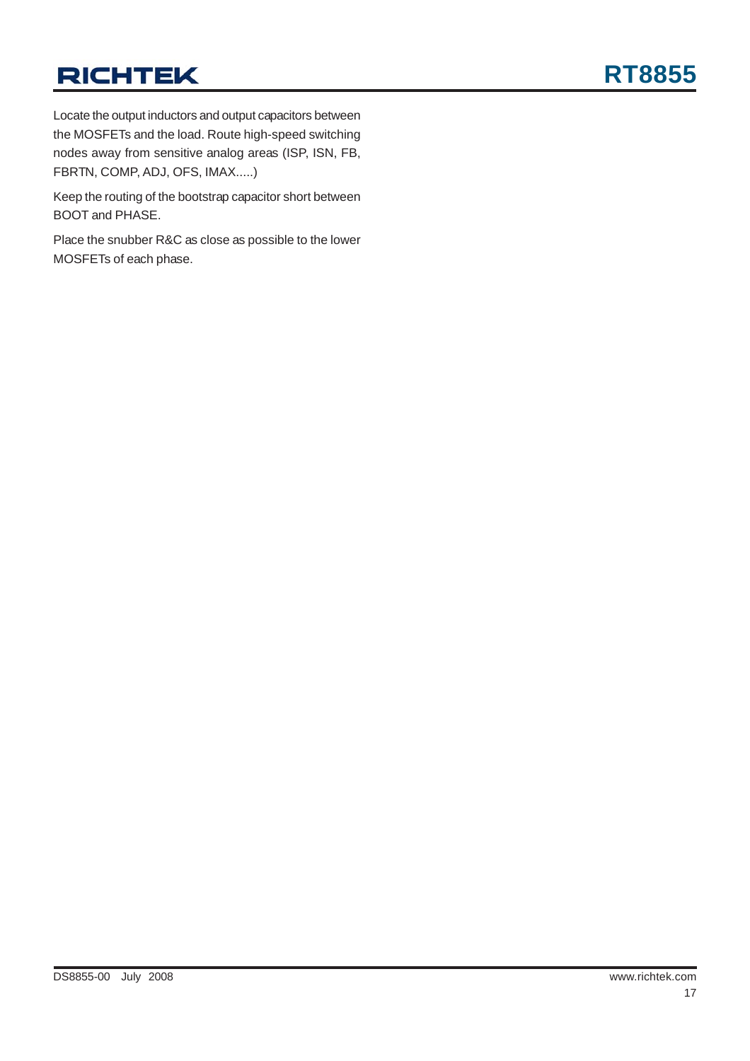Locate the output inductors and output capacitors between the MOSFETs and the load. Route high-speed switching nodes away from sensitive analog areas (ISP, ISN, FB, FBRTN, COMP, ADJ, OFS, IMAX.....)

Keep the routing of the bootstrap capacitor short between BOOT and PHASE.

Place the snubber R&C as close as possible to the lower MOSFETs of each phase.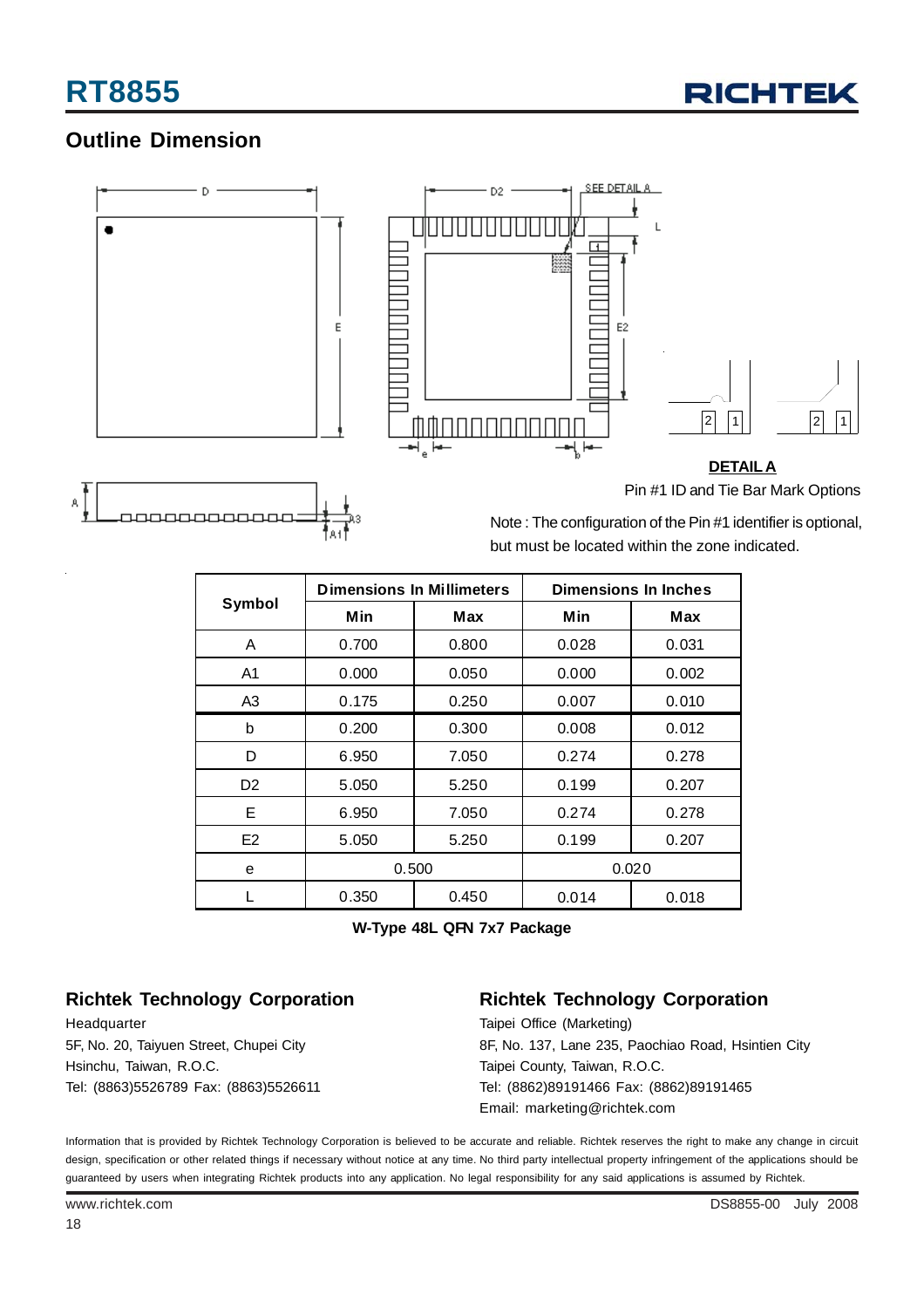## Outline Dimension

**DETAIL A**

Pin #1 ID and Tie Bar Mark Options

Note : The configuration of the Pin #1 identifier is optional, but must be located within the zone indicated.

| Symbol | Dimensions In Millimeters | | Dimensions In Inches | |
|---|---|---|---|---|
| | Min | Max | Min | Max |
| A | 0.700 | 0.800 | 0.028 | 0.031 |
| A1 | 0.000 | 0.050 | 0.000 | 0.002 |
| A3 | 0.175 | 0.250 | 0.007 | 0.010 |
| b | 0.200 | 0.300 | 0.008 | 0.012 |
| D | 6.950 | 7.050 | 0.274 | 0.278 |
| D2 | 5.050 | 5.250 | 0.199 | 0.207 |
| E | 6.950 | 7.050 | 0.274 | 0.278 |
| E2 | 5.050 | 5.250 | 0.199 | 0.207 |
| e | 0.500 | | 0.020 | |
| L | 0.350 | 0.450 | 0.014 | 0.018 |

**W-Type 48L QFN 7x7 Package**

### Richtek Technology Corporation

Headquarter
5F, No. 20, Taiyuen Street, Chupei City
Hsinchu, Taiwan, R.O.C.
Tel: (8863)5526789 Fax: (8863)5526611

### Richtek Technology Corporation

Taipei Office (Marketing)
8F, No. 137, Lane 235, Paochiao Road, Hsintien City
Taipei County, Taiwan, R.O.C.
Tel: (8862)89191466 Fax: (8862)89191465
Email: marketing@richtek.com

Information that is provided by Richtek Technology Corporation is believed to be accurate and reliable. Richtek reserves the right to make any change in circuit design, specification or other related things if necessary without notice at any time. No third party intellectual property infringement of the applications should be guaranteed by users when integrating Richtek products into any application. No legal responsibility for any said applications is assumed by Richtek.